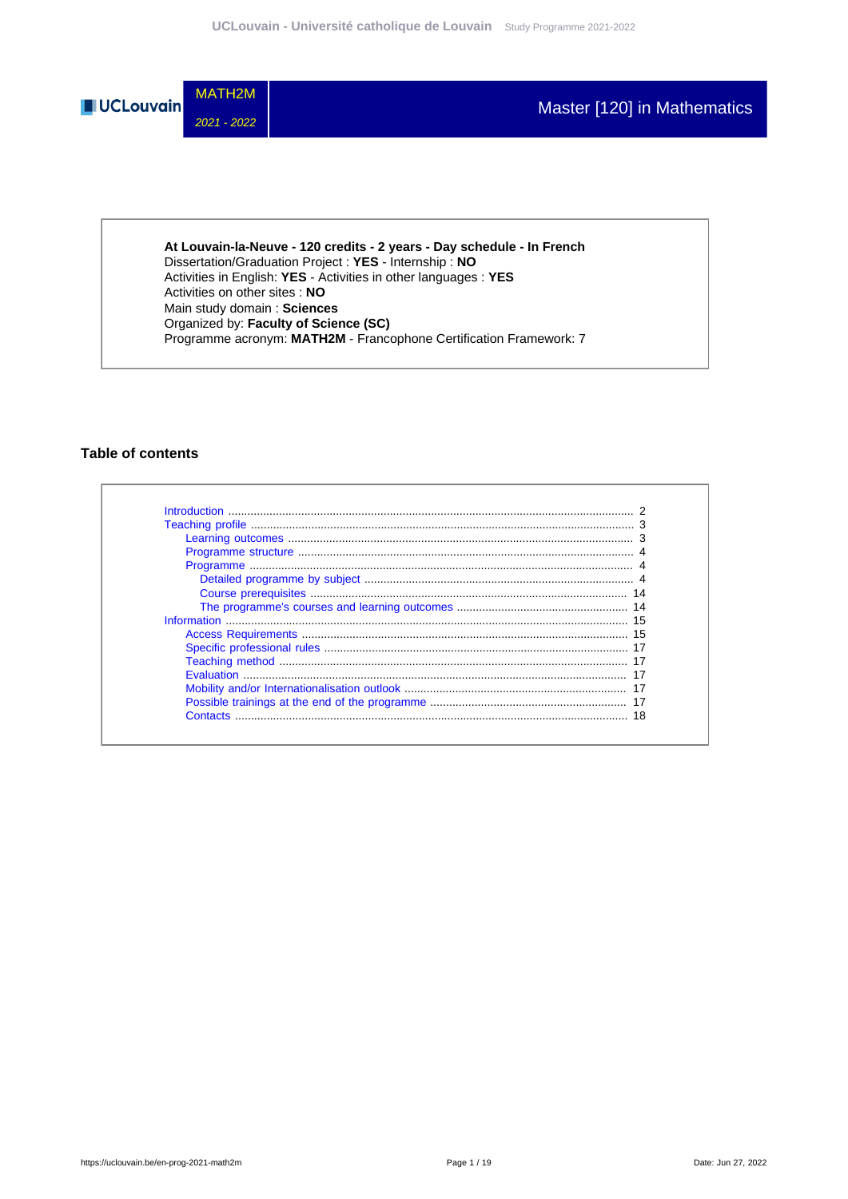MATH2M

*2021 - 2022*

# Master [120] in Mathematics

**At Louvain-la-Neuve - 120 credits - 2 years - Day schedule - In French**
Dissertation/Graduation Project : **YES** - Internship : **NO**
Activities in English: **YES** - Activities in other languages : **YES**
Activities on other sites : **NO**
Main study domain : **Sciences**
Organized by: **Faculty of Science (SC)**
Programme acronym: **MATH2M** - Francophone Certification Framework: 7

## Table of contents

- Introduction ..... 2
- Teaching profile ..... 3
  - Learning outcomes ..... 3
  - Programme structure ..... 4
  - Programme ..... 4
    - Detailed programme by subject ..... 4
    - Course prerequisites ..... 14
    - The programme's courses and learning outcomes ..... 14
- Information ..... 15
  - Access Requirements ..... 15
  - Specific professional rules ..... 17
  - Teaching method ..... 17
  - Evaluation ..... 17
  - Mobility and/or Internationalisation outlook ..... 17
  - Possible trainings at the end of the programme ..... 17
  - Contacts ..... 18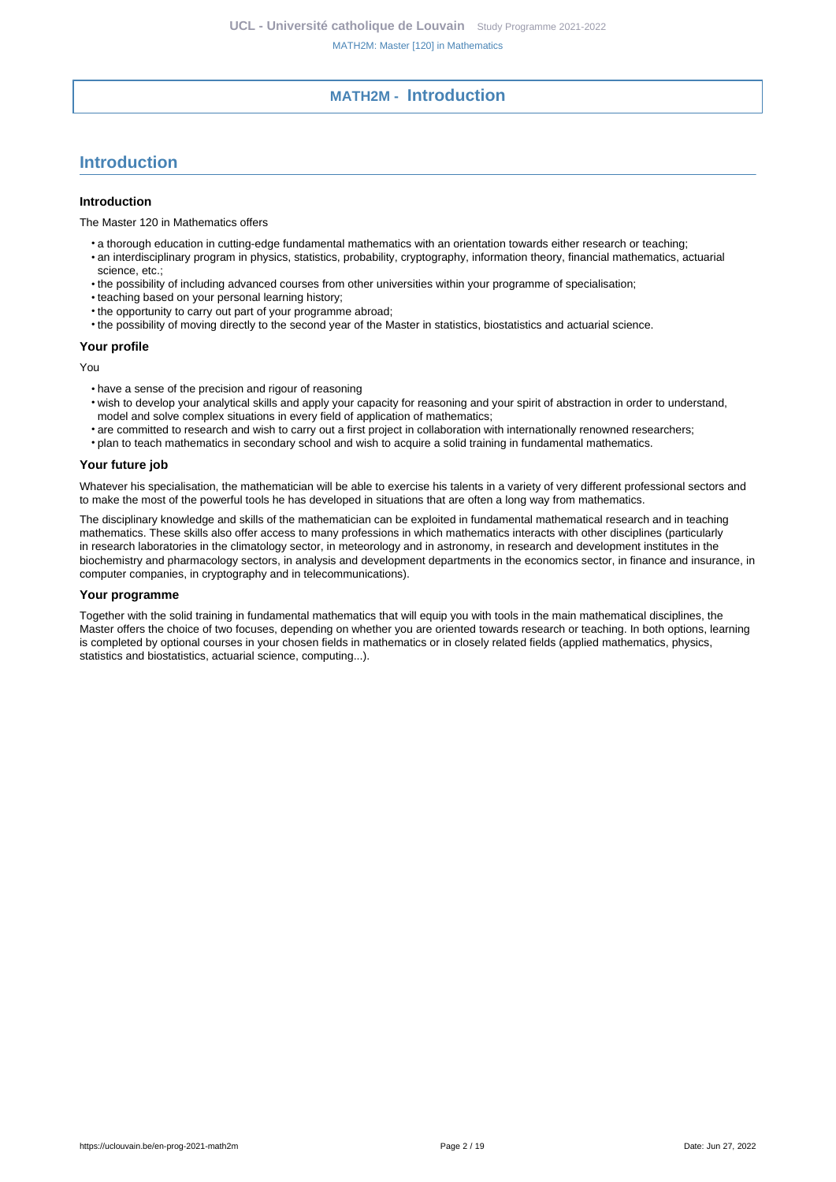# MATH2M - Introduction

## Introduction

### Introduction

The Master 120 in Mathematics offers

- a thorough education in cutting-edge fundamental mathematics with an orientation towards either research or teaching;
- an interdisciplinary program in physics, statistics, probability, cryptography, information theory, financial mathematics, actuarial science, etc.;
- the possibility of including advanced courses from other universities within your programme of specialisation;
- teaching based on your personal learning history;
- the opportunity to carry out part of your programme abroad;
- the possibility of moving directly to the second year of the Master in statistics, biostatistics and actuarial science.

### Your profile

You

- have a sense of the precision and rigour of reasoning
- wish to develop your analytical skills and apply your capacity for reasoning and your spirit of abstraction in order to understand, model and solve complex situations in every field of application of mathematics;
- are committed to research and wish to carry out a first project in collaboration with internationally renowned researchers;
- plan to teach mathematics in secondary school and wish to acquire a solid training in fundamental mathematics.

### Your future job

Whatever his specialisation, the mathematician will be able to exercise his talents in a variety of very different professional sectors and to make the most of the powerful tools he has developed in situations that are often a long way from mathematics.

The disciplinary knowledge and skills of the mathematician can be exploited in fundamental mathematical research and in teaching mathematics. These skills also offer access to many professions in which mathematics interacts with other disciplines (particularly in research laboratories in the climatology sector, in meteorology and in astronomy, in research and development institutes in the biochemistry and pharmacology sectors, in analysis and development departments in the economics sector, in finance and insurance, in computer companies, in cryptography and in telecommunications).

### Your programme

Together with the solid training in fundamental mathematics that will equip you with tools in the main mathematical disciplines, the Master offers the choice of two focuses, depending on whether you are oriented towards research or teaching. In both options, learning is completed by optional courses in your chosen fields in mathematics or in closely related fields (applied mathematics, physics, statistics and biostatistics, actuarial science, computing...).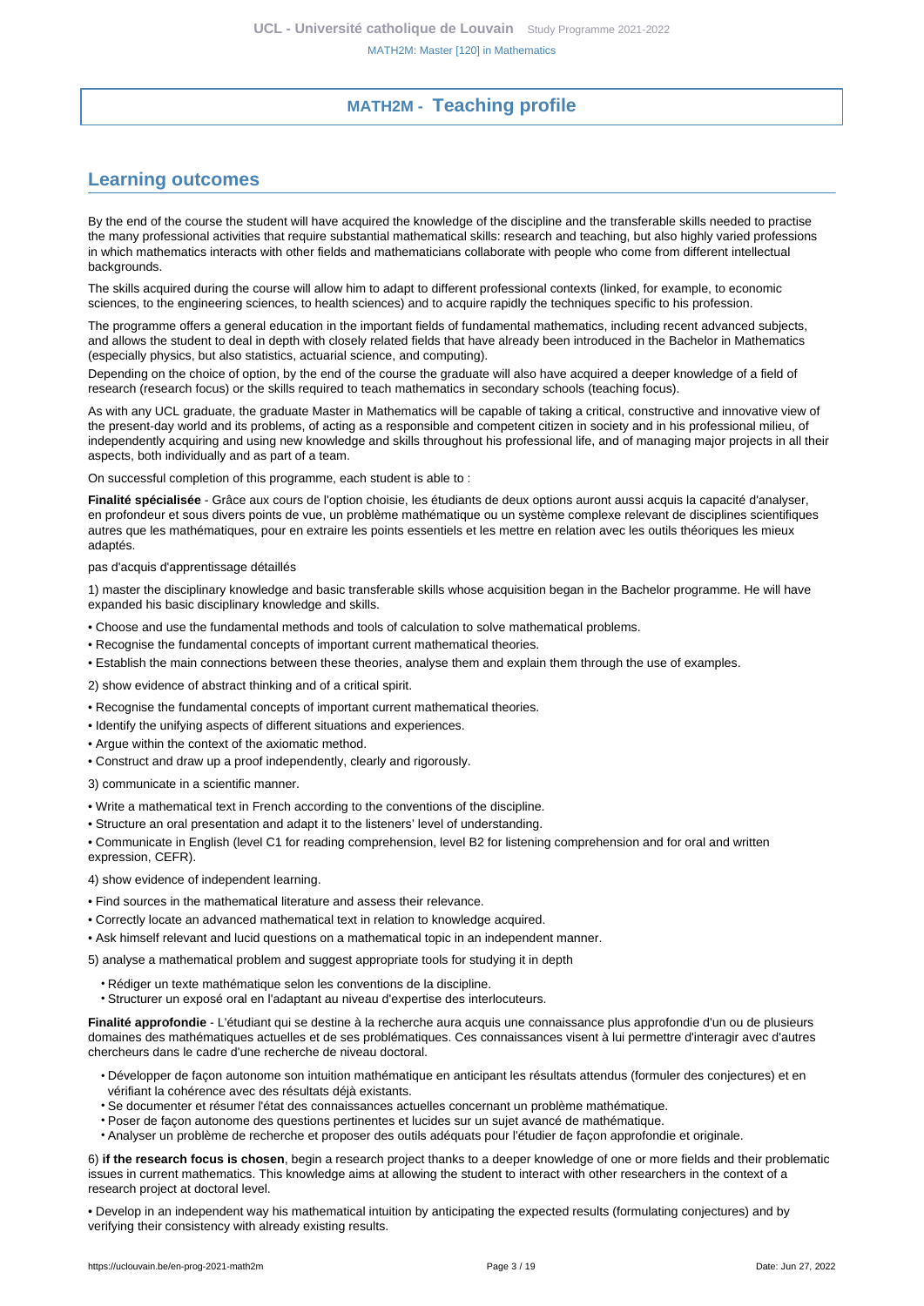# MATH2M - Teaching profile

## Learning outcomes

By the end of the course the student will have acquired the knowledge of the discipline and the transferable skills needed to practise the many professional activities that require substantial mathematical skills: research and teaching, but also highly varied professions in which mathematics interacts with other fields and mathematicians collaborate with people who come from different intellectual backgrounds.

The skills acquired during the course will allow him to adapt to different professional contexts (linked, for example, to economic sciences, to the engineering sciences, to health sciences) and to acquire rapidly the techniques specific to his profession.

The programme offers a general education in the important fields of fundamental mathematics, including recent advanced subjects, and allows the student to deal in depth with closely related fields that have already been introduced in the Bachelor in Mathematics (especially physics, but also statistics, actuarial science, and computing).

Depending on the choice of option, by the end of the course the graduate will also have acquired a deeper knowledge of a field of research (research focus) or the skills required to teach mathematics in secondary schools (teaching focus).

As with any UCL graduate, the graduate Master in Mathematics will be capable of taking a critical, constructive and innovative view of the present-day world and its problems, of acting as a responsible and competent citizen in society and in his professional milieu, of independently acquiring and using new knowledge and skills throughout his professional life, and of managing major projects in all their aspects, both individually and as part of a team.

On successful completion of this programme, each student is able to :

**Finalité spécialisée** - Grâce aux cours de l'option choisie, les étudiants de deux options auront aussi acquis la capacité d'analyser, en profondeur et sous divers points de vue, un problème mathématique ou un système complexe relevant de disciplines scientifiques autres que les mathématiques, pour en extraire les points essentiels et les mettre en relation avec les outils théoriques les mieux adaptés.

pas d'acquis d'apprentissage détaillés

1) master the disciplinary knowledge and basic transferable skills whose acquisition began in the Bachelor programme. He will have expanded his basic disciplinary knowledge and skills.

- Choose and use the fundamental methods and tools of calculation to solve mathematical problems.
- Recognise the fundamental concepts of important current mathematical theories.
- Establish the main connections between these theories, analyse them and explain them through the use of examples.

2) show evidence of abstract thinking and of a critical spirit.

- Recognise the fundamental concepts of important current mathematical theories.
- Identify the unifying aspects of different situations and experiences.
- Argue within the context of the axiomatic method.
- Construct and draw up a proof independently, clearly and rigorously.

3) communicate in a scientific manner.

- Write a mathematical text in French according to the conventions of the discipline.
- Structure an oral presentation and adapt it to the listeners' level of understanding.
- Communicate in English (level C1 for reading comprehension, level B2 for listening comprehension and for oral and written expression, CEFR).

4) show evidence of independent learning.

- Find sources in the mathematical literature and assess their relevance.
- Correctly locate an advanced mathematical text in relation to knowledge acquired.
- Ask himself relevant and lucid questions on a mathematical topic in an independent manner.

5) analyse a mathematical problem and suggest appropriate tools for studying it in depth

- Rédiger un texte mathématique selon les conventions de la discipline.
- Structurer un exposé oral en l'adaptant au niveau d'expertise des interlocuteurs.

**Finalité approfondie** - L'étudiant qui se destine à la recherche aura acquis une connaissance plus approfondie d'un ou de plusieurs domaines des mathématiques actuelles et de ses problématiques. Ces connaissances visent à lui permettre d'interagir avec d'autres chercheurs dans le cadre d'une recherche de niveau doctoral.

- Développer de façon autonome son intuition mathématique en anticipant les résultats attendus (formuler des conjectures) et en vérifiant la cohérence avec des résultats déjà existants.
- Se documenter et résumer l'état des connaissances actuelles concernant un problème mathématique.
- Poser de façon autonome des questions pertinentes et lucides sur un sujet avancé de mathématique.
- Analyser un problème de recherche et proposer des outils adéquats pour l'étudier de façon approfondie et originale.

6) **if the research focus is chosen**, begin a research project thanks to a deeper knowledge of one or more fields and their problematic issues in current mathematics. This knowledge aims at allowing the student to interact with other researchers in the context of a research project at doctoral level.

- Develop in an independent way his mathematical intuition by anticipating the expected results (formulating conjectures) and by verifying their consistency with already existing results.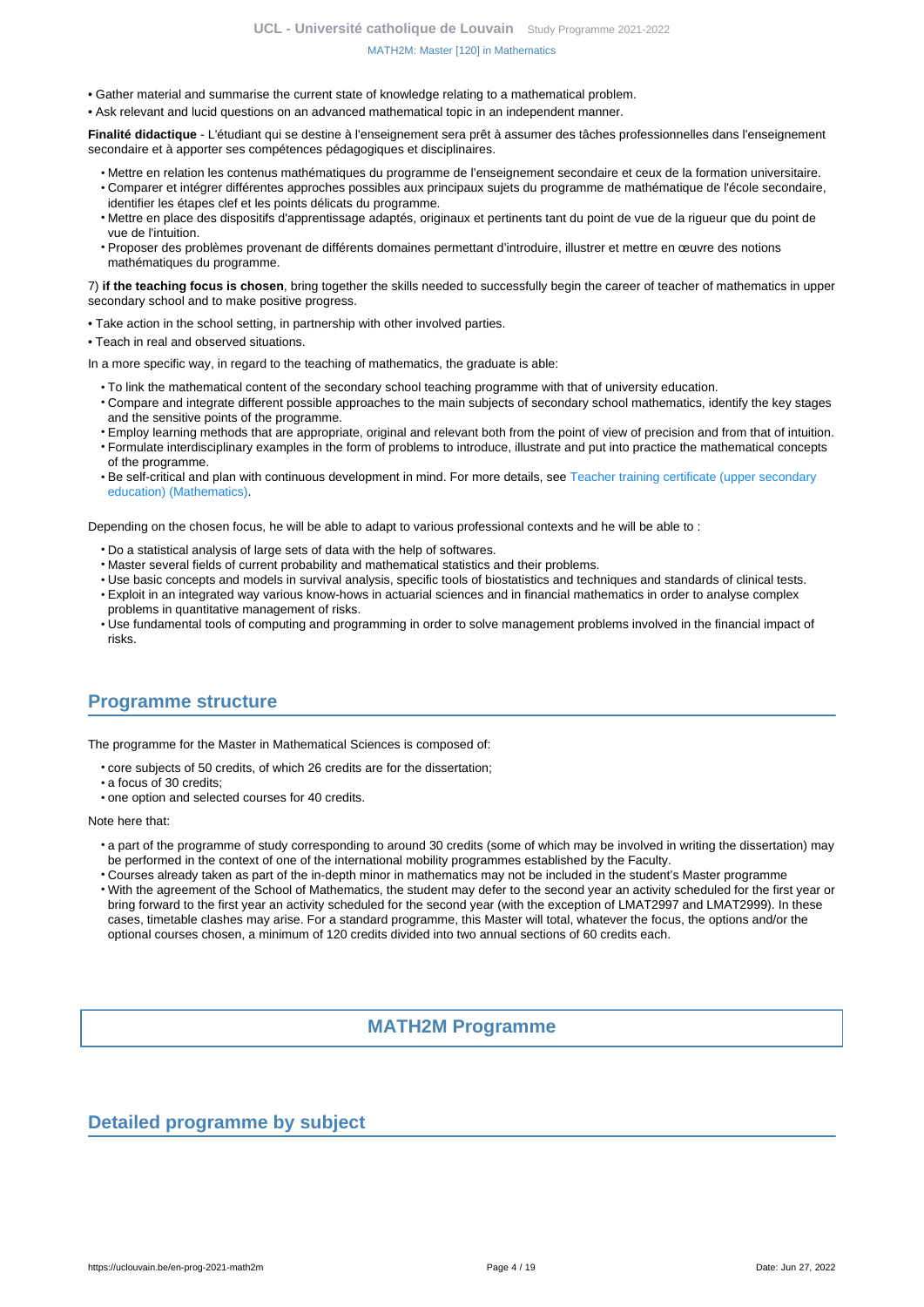- Gather material and summarise the current state of knowledge relating to a mathematical problem.
- Ask relevant and lucid questions on an advanced mathematical topic in an independent manner.

**Finalité didactique** - L'étudiant qui se destine à l'enseignement sera prêt à assumer des tâches professionnelles dans l'enseignement secondaire et à apporter ses compétences pédagogiques et disciplinaires.

- Mettre en relation les contenus mathématiques du programme de l'enseignement secondaire et ceux de la formation universitaire.
- Comparer et intégrer différentes approches possibles aux principaux sujets du programme de mathématique de l'école secondaire, identifier les étapes clef et les points délicats du programme.
- Mettre en place des dispositifs d'apprentissage adaptés, originaux et pertinents tant du point de vue de la rigueur que du point de vue de l'intuition.
- Proposer des problèmes provenant de différents domaines permettant d'introduire, illustrer et mettre en œuvre des notions mathématiques du programme.

7) **if the teaching focus is chosen**, bring together the skills needed to successfully begin the career of teacher of mathematics in upper secondary school and to make positive progress.

- Take action in the school setting, in partnership with other involved parties.
- Teach in real and observed situations.

In a more specific way, in regard to the teaching of mathematics, the graduate is able:

- To link the mathematical content of the secondary school teaching programme with that of university education.
- Compare and integrate different possible approaches to the main subjects of secondary school mathematics, identify the key stages and the sensitive points of the programme.
- Employ learning methods that are appropriate, original and relevant both from the point of view of precision and from that of intuition.
- Formulate interdisciplinary examples in the form of problems to introduce, illustrate and put into practice the mathematical concepts of the programme.
- Be self-critical and plan with continuous development in mind. For more details, see Teacher training certificate (upper secondary education) (Mathematics).

Depending on the chosen focus, he will be able to adapt to various professional contexts and he will be able to :

- Do a statistical analysis of large sets of data with the help of softwares.
- Master several fields of current probability and mathematical statistics and their problems.
- Use basic concepts and models in survival analysis, specific tools of biostatistics and techniques and standards of clinical tests.
- Exploit in an integrated way various know-hows in actuarial sciences and in financial mathematics in order to analyse complex problems in quantitative management of risks.
- Use fundamental tools of computing and programming in order to solve management problems involved in the financial impact of risks.

## Programme structure

The programme for the Master in Mathematical Sciences is composed of:

- core subjects of 50 credits, of which 26 credits are for the dissertation;
- a focus of 30 credits;
- one option and selected courses for 40 credits.

Note here that:

- a part of the programme of study corresponding to around 30 credits (some of which may be involved in writing the dissertation) may be performed in the context of one of the international mobility programmes established by the Faculty.
- Courses already taken as part of the in-depth minor in mathematics may not be included in the student's Master programme
- With the agreement of the School of Mathematics, the student may defer to the second year an activity scheduled for the first year or bring forward to the first year an activity scheduled for the second year (with the exception of LMAT2997 and LMAT2999). In these cases, timetable clashes may arise. For a standard programme, this Master will total, whatever the focus, the options and/or the optional courses chosen, a minimum of 120 credits divided into two annual sections of 60 credits each.

# MATH2M Programme

## Detailed programme by subject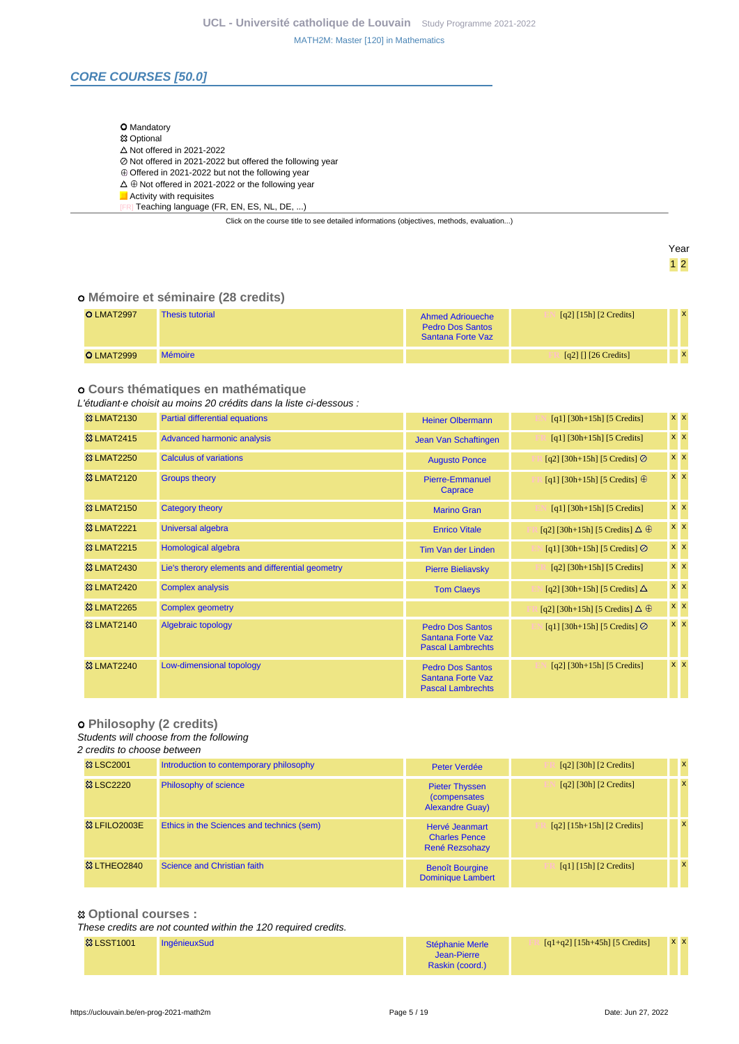## CORE COURSES [50.0]

- O Mandatory
- ☒ Optional
- △ Not offered in 2021-2022
- ⊘ Not offered in 2021-2022 but offered the following year
- ⊕ Offered in 2021-2022 but not the following year
- △ ⊕ Not offered in 2021-2022 or the following year
- Activity with requisites
- [FR] Teaching language (FR, EN, ES, NL, DE, ...)

Click on the course title to see detailed informations (objectives, methods, evaluation...)

### o Mémoire et séminaire (28 credits)

| Code | Title | Teachers | Details | Year 1 | Year 2 |
|---|---|---|---|---|---|
| O LMAT2997 | Thesis tutorial | Ahmed Adrioueche, Pedro Dos Santos Santana Forte Vaz | [EN] [q2] [15h] [2 Credits] | | x |
| O LMAT2999 | Mémoire | | [FR] [q2] [] [26 Credits] | | x |

### o Cours thématiques en mathématique

*L'étudiant·e choisit au moins 20 crédits dans la liste ci-dessous :*

| Code | Title | Teachers | Details | Year 1 | Year 2 |
|---|---|---|---|---|---|
| ☒ LMAT2130 | Partial differential equations | Heiner Olbermann | [EN] [q1] [30h+15h] [5 Credits] | x | x |
| ☒ LMAT2415 | Advanced harmonic analysis | Jean Van Schaftingen | [FR] [q1] [30h+15h] [5 Credits] | x | x |
| ☒ LMAT2250 | Calculus of variations | Augusto Ponce | [FR] [q2] [30h+15h] [5 Credits] ⊘ | x | x |
| ☒ LMAT2120 | Groups theory | Pierre-Emmanuel Caprace | [FR] [q1] [30h+15h] [5 Credits] ⊕ | x | x |
| ☒ LMAT2150 | Category theory | Marino Gran | [EN] [q1] [30h+15h] [5 Credits] | x | x |
| ☒ LMAT2221 | Universal algebra | Enrico Vitale | [FR] [q2] [30h+15h] [5 Credits] △ ⊕ | x | x |
| ☒ LMAT2215 | Homological algebra | Tim Van der Linden | [EN] [q1] [30h+15h] [5 Credits] ⊘ | x | x |
| ☒ LMAT2430 | Lie's therory elements and differential geometry | Pierre Bieliavsky | [FR] [q2] [30h+15h] [5 Credits] | x | x |
| ☒ LMAT2420 | Complex analysis | Tom Claeys | [EN] [q2] [30h+15h] [5 Credits] △ | x | x |
| ☒ LMAT2265 | Complex geometry | | [FR] [q2] [30h+15h] [5 Credits] △ ⊕ | x | x |
| ☒ LMAT2140 | Algebraic topology | Pedro Dos Santos Santana Forte Vaz, Pascal Lambrechts | [EN] [q1] [30h+15h] [5 Credits] ⊘ | x | x |
| ☒ LMAT2240 | Low-dimensional topology | Pedro Dos Santos Santana Forte Vaz, Pascal Lambrechts | [EN] [q2] [30h+15h] [5 Credits] | x | x |

### o Philosophy (2 credits)

*Students will choose from the following*
*2 credits to choose between*

| Code | Title | Teachers | Details | Year 1 | Year 2 |
|---|---|---|---|---|---|
| ☒ LSC2001 | Introduction to contemporary philosophy | Peter Verdée | [FR] [q2] [30h] [2 Credits] | | x |
| ☒ LSC2220 | Philosophy of science | Pieter Thyssen (compensates Alexandre Guay) | [EN] [q2] [30h] [2 Credits] | | x |
| ☒ LFILO2003E | Ethics in the Sciences and technics (sem) | Hervé Jeanmart, Charles Pence, René Rezsohazy | [FR] [q2] [15h+15h] [2 Credits] | | x |
| ☒ LTHEO2840 | Science and Christian faith | Benoît Bourgine, Dominique Lambert | [FR] [q1] [15h] [2 Credits] | | x |

### ☒ Optional courses :

*These credits are not counted within the 120 required credits.*

| Code | Title | Teachers | Details | Year 1 | Year 2 |
|---|---|---|---|---|---|
| ☒ LSST1001 | IngénieuxSud | Stéphanie Merle, Jean-Pierre Raskin (coord.) | [FR] [q1+q2] [15h+45h] [5 Credits] | x | x |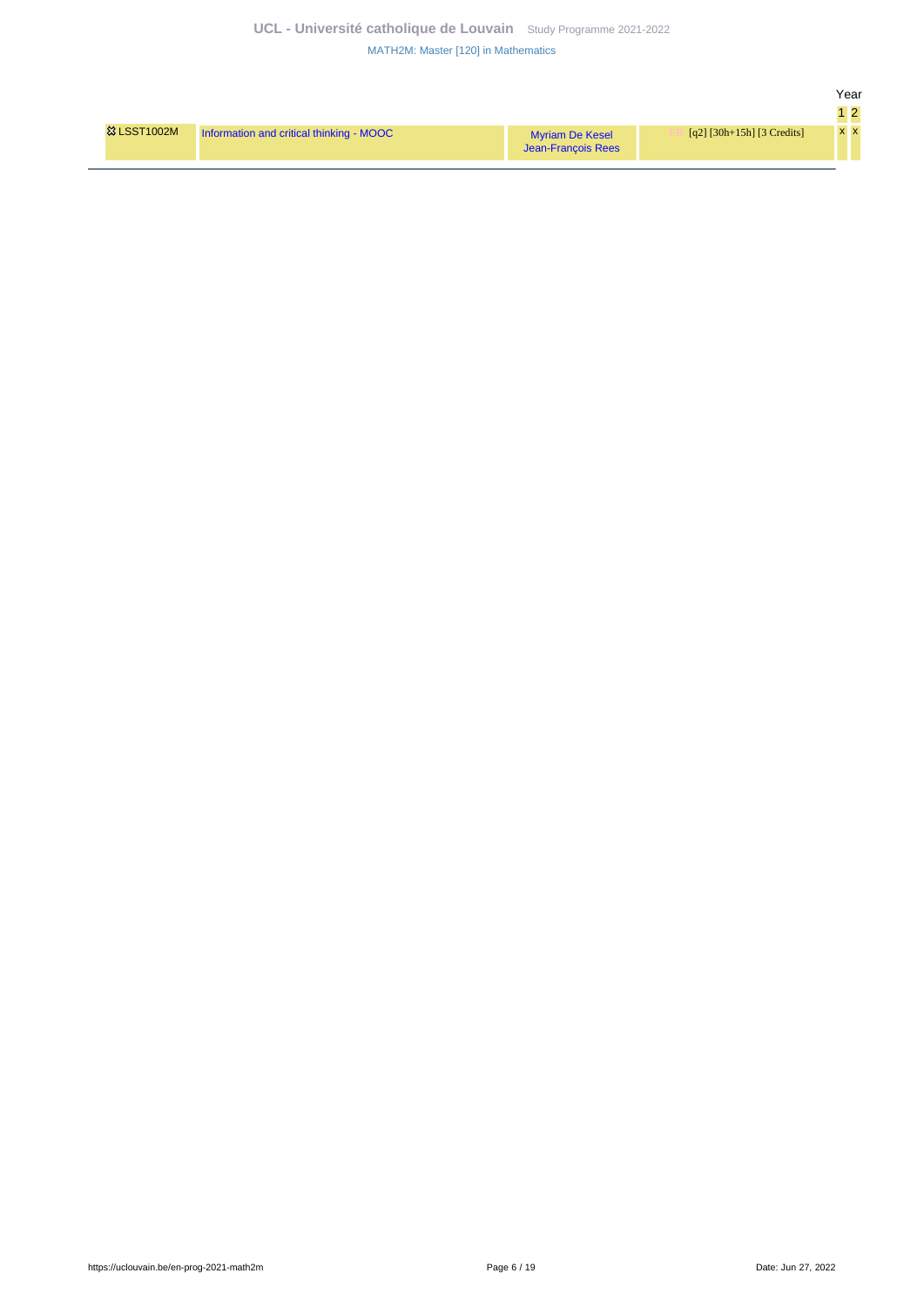| | | | | Year 1 | Year 2 |
|---|---|---|---|---|---|
| LSST1002M | Information and critical thinking - MOOC | Myriam De Kesel<br>Jean-François Rees | FR [q2] [30h+15h] [3 Credits] | x | x |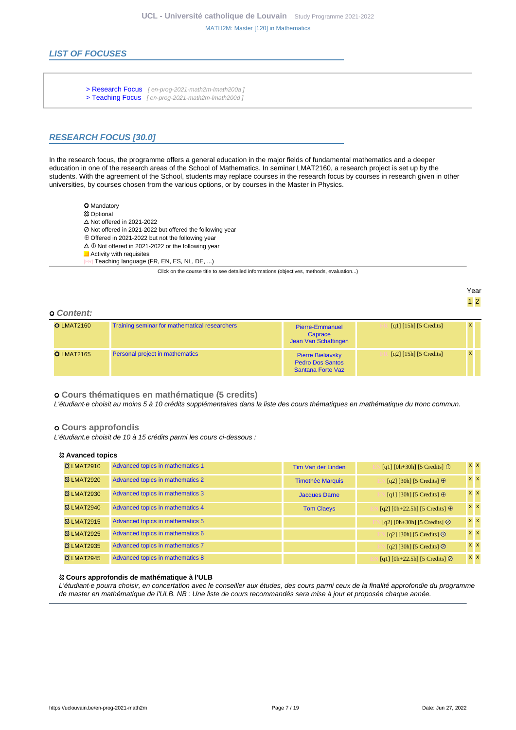## LIST OF FOCUSES

> Research Focus [ en-prog-2021-math2m-lmath200a ]
> Teaching Focus [ en-prog-2021-math2m-lmath200d ]

## RESEARCH FOCUS [30.0]

In the research focus, the programme offers a general education in the major fields of fundamental mathematics and a deeper education in one of the research areas of the School of Mathematics. In seminar LMAT2160, a research project is set up by the students. With the agreement of the School, students may replace courses in the research focus by courses in research given in other universities, by courses chosen from the various options, or by courses in the Master in Physics.

- ✪ Mandatory
- ⚇ Optional
- △ Not offered in 2021-2022
- ⊘ Not offered in 2021-2022 but offered the following year
- ⊕ Offered in 2021-2022 but not the following year
- △ ⊕ Not offered in 2021-2022 or the following year
- Activity with requisites
- [FR] Teaching language (FR, EN, ES, NL, DE, ...)

Click on the course title to see detailed informations (objectives, methods, evaluation...)

### Content:

| Code | Title | Teachers | Details | Year 1 | Year 2 |
|---|---|---|---|---|---|
| ✪ LMAT2160 | Training seminar for mathematical researchers | Pierre-Emmanuel Caprace, Jean Van Schaftingen | [FR] [q1] [15h] [5 Credits] | x | |
| ✪ LMAT2165 | Personal project in mathematics | Pierre Bieliavsky, Pedro Dos Santos Santana Forte Vaz | [FR] [q2] [15h] [5 Credits] | x | |

#### Cours thématiques en mathématique (5 credits)

*L'étudiant·e choisit au moins 5 à 10 crédits supplémentaires dans la liste des cours thématiques en mathématique du tronc commun.*

#### Cours approfondis

*L'étudiant.e choisit de 10 à 15 crédits parmi les cours ci-dessous :*

**⚇ Avanced topics**

| Code | Title | Teachers | Details | Year 1 | Year 2 |
|---|---|---|---|---|---|
| ⚇ LMAT2910 | Advanced topics in mathematics 1 | Tim Van der Linden | [EN] [q1] [0h+30h] [5 Credits] ⊕ | x | x |
| ⚇ LMAT2920 | Advanced topics in mathematics 2 | Timothée Marquis | [EN] [q2] [30h] [5 Credits] ⊕ | x | x |
| ⚇ LMAT2930 | Advanced topics in mathematics 3 | Jacques Darne | [EN] [q1] [30h] [5 Credits] ⊕ | x | x |
| ⚇ LMAT2940 | Advanced topics in mathematics 4 | Tom Claeys | [EN] [q2] [0h+22.5h] [5 Credits] ⊕ | x | x |
| ⚇ LMAT2915 | Advanced topics in mathematics 5 | | [EN] [q2] [0h+30h] [5 Credits] ⊘ | x | x |
| ⚇ LMAT2925 | Advanced topics in mathematics 6 | | [EN] [q2] [30h] [5 Credits] ⊘ | x | x |
| ⚇ LMAT2935 | Advanced topics in mathematics 7 | | [EN] [q2] [30h] [5 Credits] ⊘ | x | x |
| ⚇ LMAT2945 | Advanced topics in mathematics 8 | | [EN] [q1] [0h+22.5h] [5 Credits] ⊘ | x | x |

**⚇ Cours approfondis de mathématique à l'ULB**

*L'étudiant·e pourra choisir, en concertation avec le conseiller aux études, des cours parmi ceux de la finalité approfondie du programme de master en mathématique de l'ULB. NB : Une liste de cours recommandés sera mise à jour et proposée chaque année.*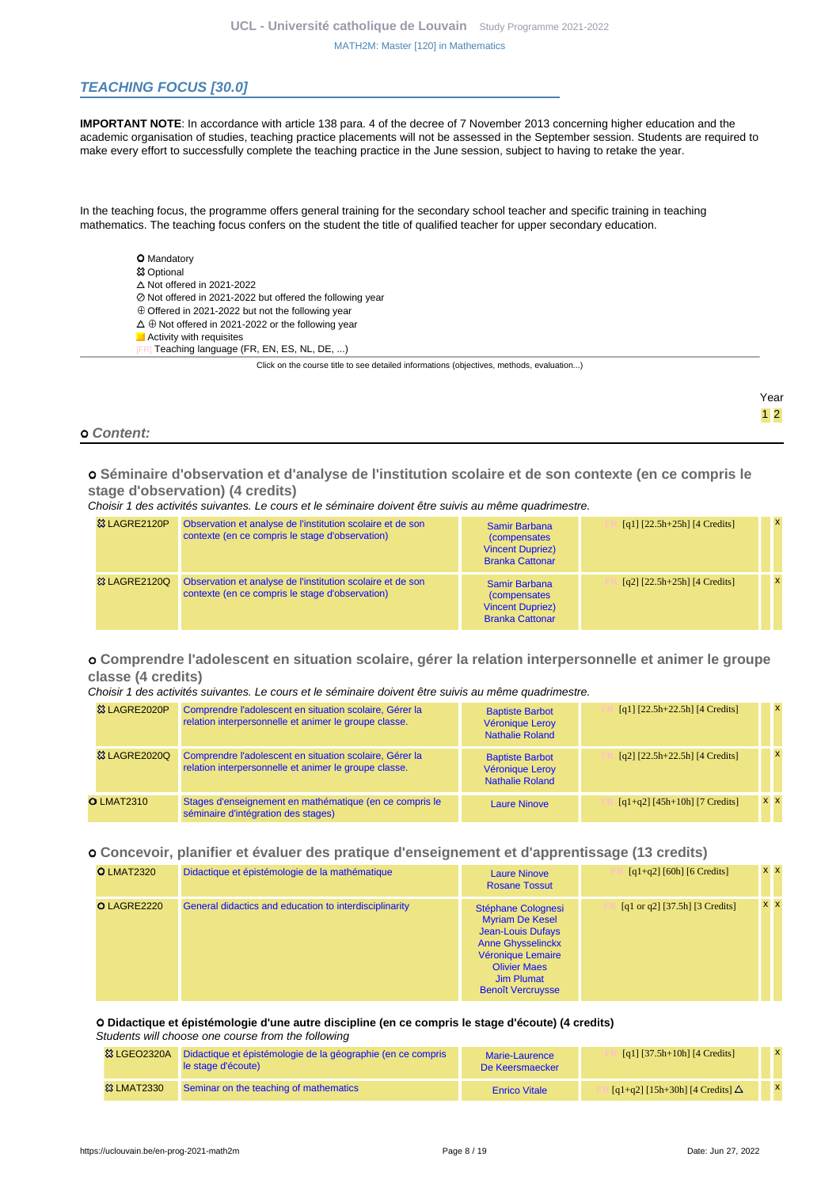## TEACHING FOCUS [30.0]

**IMPORTANT NOTE**: In accordance with article 138 para. 4 of the decree of 7 November 2013 concerning higher education and the academic organisation of studies, teaching practice placements will not be assessed in the September session. Students are required to make every effort to successfully complete the teaching practice in the June session, subject to having to retake the year.

In the teaching focus, the programme offers general training for the secondary school teacher and specific training in teaching mathematics. The teaching focus confers on the student the title of qualified teacher for upper secondary education.

- Mandatory
- Optional
- △ Not offered in 2021-2022
- ⊘ Not offered in 2021-2022 but offered the following year
- ⊕ Offered in 2021-2022 but not the following year
- △ ⊕ Not offered in 2021-2022 or the following year
- Activity with requisites
- [FR] Teaching language (FR, EN, ES, NL, DE, ...)

Click on the course title to see detailed informations (objectives, methods, evaluation...)

### Content:

#### Séminaire d'observation et d'analyse de l'institution scolaire et de son contexte (en ce compris le stage d'observation) (4 credits)

*Choisir 1 des activités suivantes. Le cours et le séminaire doivent être suivis au même quadrimestre.*

| Code | Title | Teachers | Details | Year 1 | Year 2 |
|---|---|---|---|---|---|
| LAGRE2120P (Optional) | Observation et analyse de l'institution scolaire et de son contexte (en ce compris le stage d'observation) | Samir Barbana (compensates Vincent Dupriez) Branka Cattonar | [FR] [q1] [22.5h+25h] [4 Credits] | | x |
| LAGRE2120Q (Optional) | Observation et analyse de l'institution scolaire et de son contexte (en ce compris le stage d'observation) | Samir Barbana (compensates Vincent Dupriez) Branka Cattonar | [FR] [q2] [22.5h+25h] [4 Credits] | | x |

#### Comprendre l'adolescent en situation scolaire, gérer la relation interpersonnelle et animer le groupe classe (4 credits)

*Choisir 1 des activités suivantes. Le cours et le séminaire doivent être suivis au même quadrimestre.*

| Code | Title | Teachers | Details | Year 1 | Year 2 |
|---|---|---|---|---|---|
| LAGRE2020P (Optional) | Comprendre l'adolescent en situation scolaire, Gérer la relation interpersonnelle et animer le groupe classe. | Baptiste Barbot Véronique Leroy Nathalie Roland | [FR] [q1] [22.5h+22.5h] [4 Credits] | | x |
| LAGRE2020Q (Optional) | Comprendre l'adolescent en situation scolaire, Gérer la relation interpersonnelle et animer le groupe classe. | Baptiste Barbot Véronique Leroy Nathalie Roland | [FR] [q2] [22.5h+22.5h] [4 Credits] | | x |
| LMAT2310 (Mandatory) | Stages d'enseignement en mathématique (en ce compris le séminaire d'intégration des stages) | Laure Ninove | [FR] [q1+q2] [45h+10h] [7 Credits] | x | x |

#### Concevoir, planifier et évaluer des pratique d'enseignement et d'apprentissage (13 credits)

| Code | Title | Teachers | Details | Year 1 | Year 2 |
|---|---|---|---|---|---|
| LMAT2320 (Mandatory) | Didactique et épistémologie de la mathématique | Laure Ninove Rosane Tossut | [FR] [q1+q2] [60h] [6 Credits] | x | x |
| LAGRE2220 (Mandatory) | General didactics and education to interdisciplinarity | Stéphane Colognesi Myriam De Kesel Jean-Louis Dufays Anne Ghysselinckx Véronique Lemaire Olivier Maes Jim Plumat Benoît Vercruysse | [FR] [q1 or q2] [37.5h] [3 Credits] | x | x |

**Didactique et épistémologie d'une autre discipline (en ce compris le stage d'écoute) (4 credits)**

*Students will choose one course from the following*

| Code | Title | Teachers | Details | Year 1 | Year 2 |
|---|---|---|---|---|---|
| LGEO2320A (Optional) | Didactique et épistémologie de la géographie (en ce compris le stage d'écoute) | Marie-Laurence De Keersmaecker | [FR] [q1] [37.5h+10h] [4 Credits] | | x |
| LMAT2330 (Optional) | Seminar on the teaching of mathematics | Enrico Vitale | [FR] [q1+q2] [15h+30h] [4 Credits] △ | | x |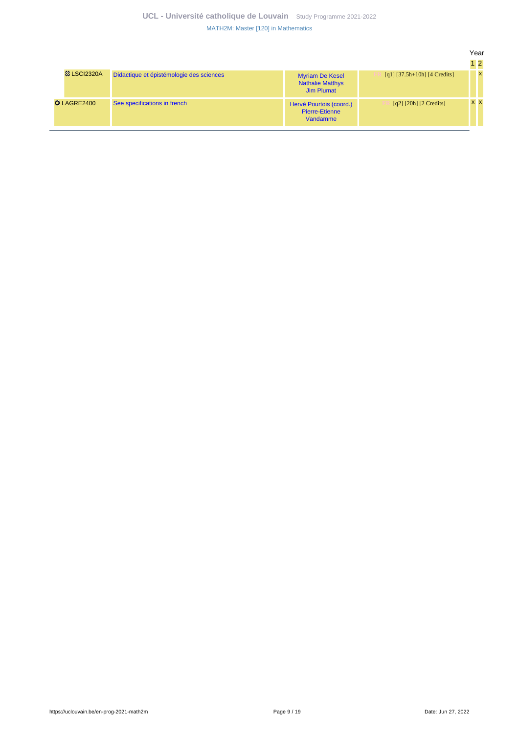| Code | Title | Lecturers | Details | Year 1 | Year 2 |
|---|---|---|---|---|---|
| ⚭ LSCI2320A | Didactique et épistémologie des sciences | Myriam De Kesel<br>Nathalie Matthys<br>Jim Plumat | FR [q1] [37.5h+10h] [4 Credits] | | x |
| ⭘ LAGRE2400 | See specifications in french | Hervé Pourtois (coord.)<br>Pierre-Etienne Vandamme | FR [q2] [20h] [2 Credits] | x | x |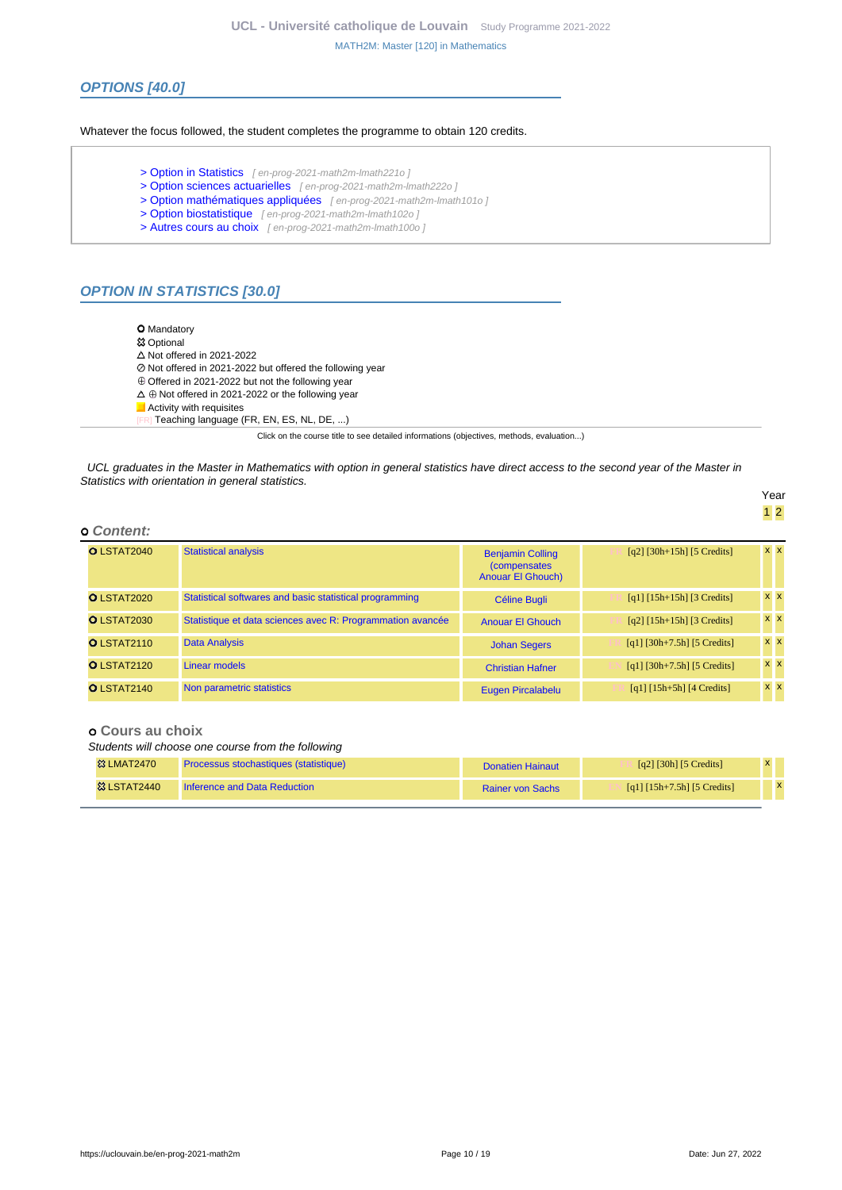## OPTIONS [40.0]

Whatever the focus followed, the student completes the programme to obtain 120 credits.

- > Option in Statistics [ en-prog-2021-math2m-lmath221o ]
- > Option sciences actuarielles [ en-prog-2021-math2m-lmath222o ]
- > Option mathématiques appliquées [ en-prog-2021-math2m-lmath101o ]
- > Option biostatistique [ en-prog-2021-math2m-lmath102o ]
- > Autres cours au choix [ en-prog-2021-math2m-lmath100o ]

## OPTION IN STATISTICS [30.0]

- O Mandatory
- ☒ Optional
- △ Not offered in 2021-2022
- ⊘ Not offered in 2021-2022 but offered the following year
- ⊕ Offered in 2021-2022 but not the following year
- △ ⊕ Not offered in 2021-2022 or the following year
- Activity with requisites
- [FR] Teaching language (FR, EN, ES, NL, DE, ...)

Click on the course title to see detailed informations (objectives, methods, evaluation...)

*UCL graduates in the Master in Mathematics with option in general statistics have direct access to the second year of the Master in Statistics with orientation in general statistics.*

### Content:

| Code | Title | Teacher | Details | Year 1 | Year 2 |
|---|---|---|---|---|---|
| O LSTAT2040 | Statistical analysis | Benjamin Colling (compensates Anouar El Ghouch) | [FR] [q2] [30h+15h] [5 Credits] | x | x |
| O LSTAT2020 | Statistical softwares and basic statistical programming | Céline Bugli | [FR] [q1] [15h+15h] [3 Credits] | x | x |
| O LSTAT2030 | Statistique et data sciences avec R: Programmation avancée | Anouar El Ghouch | [FR] [q2] [15h+15h] [3 Credits] | x | x |
| O LSTAT2110 | Data Analysis | Johan Segers | [FR] [q1] [30h+7.5h] [5 Credits] | x | x |
| O LSTAT2120 | Linear models | Christian Hafner | [EN] [q1] [30h+7.5h] [5 Credits] | x | x |
| O LSTAT2140 | Non parametric statistics | Eugen Pircalabelu | [FR] [q1] [15h+5h] [4 Credits] | x | x |

### Cours au choix

*Students will choose one course from the following*

| Code | Title | Teacher | Details | Year 1 | Year 2 |
|---|---|---|---|---|---|
| ☒ LMAT2470 | Processus stochastiques (statistique) | Donatien Hainaut | [FR] [q2] [30h] [5 Credits] | x | |
| ☒ LSTAT2440 | Inference and Data Reduction | Rainer von Sachs | [EN] [q1] [15h+7.5h] [5 Credits] | | x |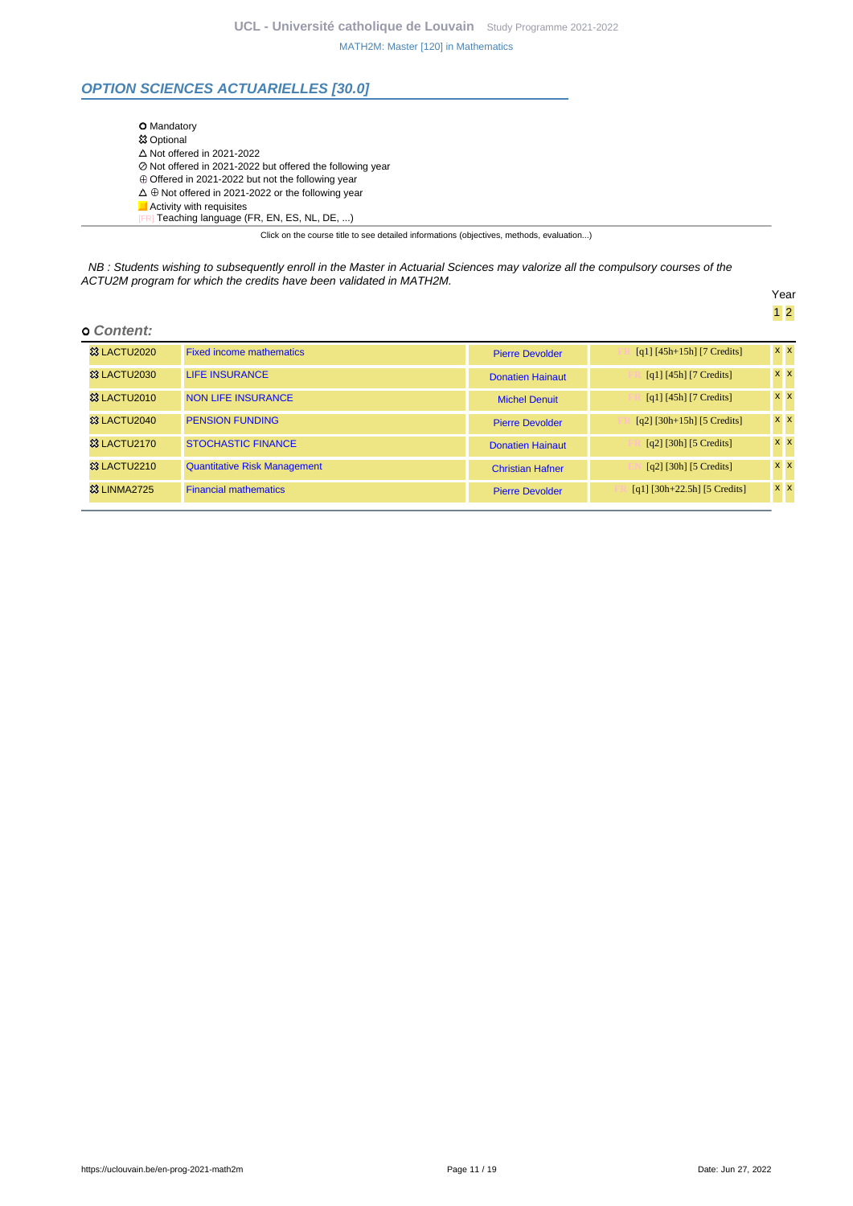## OPTION SCIENCES ACTUARIELLES [30.0]

- ○ Mandatory
- ☒ Optional
- △ Not offered in 2021-2022
- ⊘ Not offered in 2021-2022 but offered the following year
- ⊕ Offered in 2021-2022 but not the following year
- △ ⊕ Not offered in 2021-2022 or the following year
- Activity with requisites
- [FR] Teaching language (FR, EN, ES, NL, DE, ...)

Click on the course title to see detailed informations (objectives, methods, evaluation...)

*NB : Students wishing to subsequently enroll in the Master in Actuarial Sciences may valorize all the compulsory courses of the ACTU2M program for which the credits have been validated in MATH2M.*

### ○ Content:

| Code | Title | Teacher | Details | Year 1 | Year 2 |
|---|---|---|---|---|---|
| ☒ LACTU2020 | Fixed income mathematics | Pierre Devolder | [FR] [q1] [45h+15h] [7 Credits] | x | x |
| ☒ LACTU2030 | LIFE INSURANCE | Donatien Hainaut | [FR] [q1] [45h] [7 Credits] | x | x |
| ☒ LACTU2010 | NON LIFE INSURANCE | Michel Denuit | [FR] [q1] [45h] [7 Credits] | x | x |
| ☒ LACTU2040 | PENSION FUNDING | Pierre Devolder | [FR] [q2] [30h+15h] [5 Credits] | x | x |
| ☒ LACTU2170 | STOCHASTIC FINANCE | Donatien Hainaut | [FR] [q2] [30h] [5 Credits] | x | x |
| ☒ LACTU2210 | Quantitative Risk Management | Christian Hafner | [EN] [q2] [30h] [5 Credits] | x | x |
| ☒ LINMA2725 | Financial mathematics | Pierre Devolder | [FR] [q1] [30h+22.5h] [5 Credits] | x | x |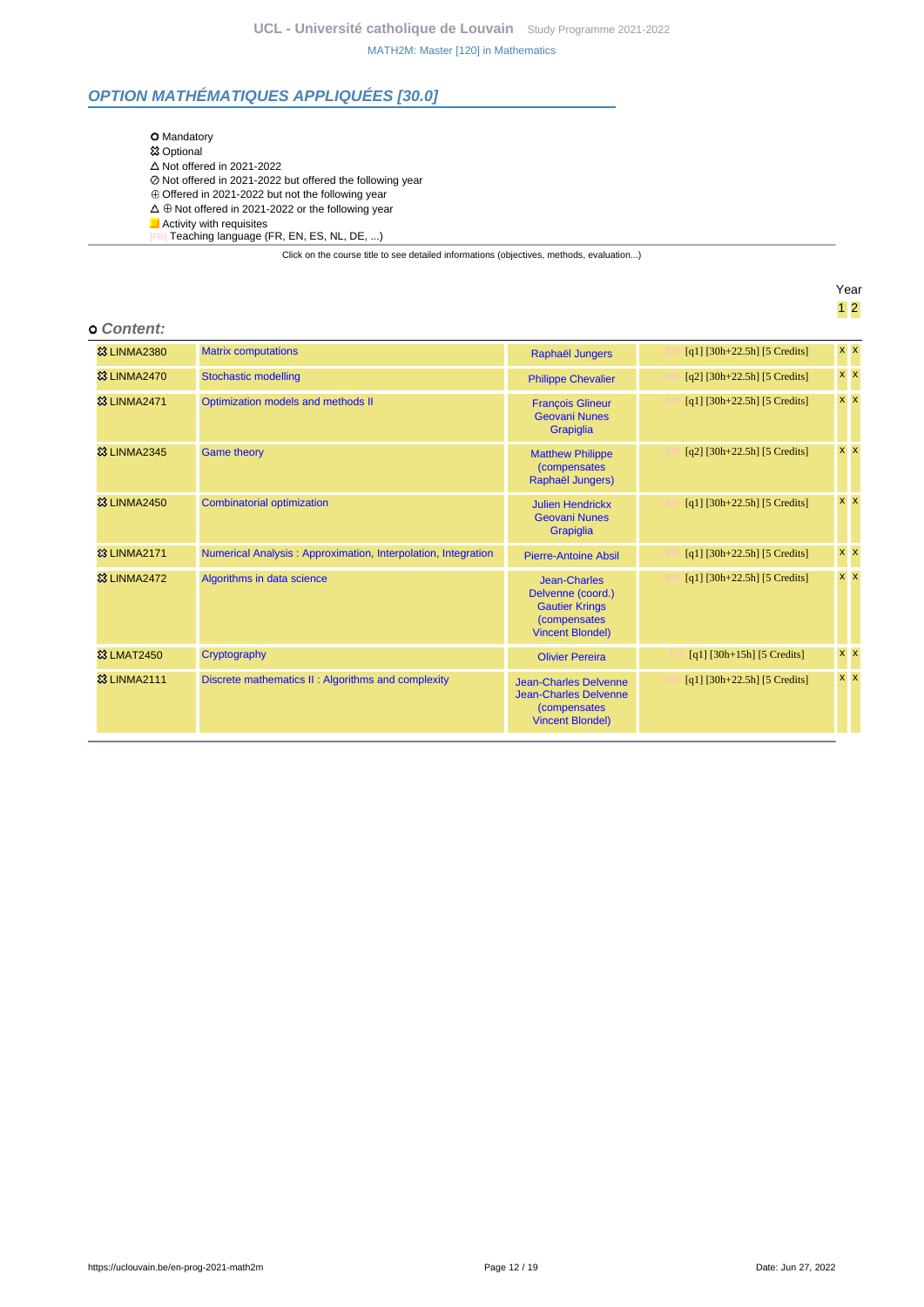## OPTION MATHÉMATIQUES APPLIQUÉES [30.0]

- ⭘ Mandatory
- ✿ Optional
- △ Not offered in 2021-2022
- ⊘ Not offered in 2021-2022 but offered the following year
- ⊕ Offered in 2021-2022 but not the following year
- △ ⊕ Not offered in 2021-2022 or the following year
- Activity with requisites
- [FR] Teaching language (FR, EN, ES, NL, DE, ...)

Click on the course title to see detailed informations (objectives, methods, evaluation...)

### ⭘ Content:

| Code | Title | Teacher(s) | Details | Year 1 | Year 2 |
|---|---|---|---|---|---|
| ✿ LINMA2380 | Matrix computations | Raphaël Jungers | [EN] [q1] [30h+22.5h] [5 Credits] | x | x |
| ✿ LINMA2470 | Stochastic modelling | Philippe Chevalier | [EN] [q2] [30h+22.5h] [5 Credits] | x | x |
| ✿ LINMA2471 | Optimization models and methods II | François Glineur, Geovani Nunes Grapiglia | [EN] [q1] [30h+22.5h] [5 Credits] | x | x |
| ✿ LINMA2345 | Game theory | Matthew Philippe (compensates Raphaël Jungers) | [EN] [q2] [30h+22.5h] [5 Credits] | x | x |
| ✿ LINMA2450 | Combinatorial optimization | Julien Hendrickx, Geovani Nunes Grapiglia | [EN] [q1] [30h+22.5h] [5 Credits] | x | x |
| ✿ LINMA2171 | Numerical Analysis : Approximation, Interpolation, Integration | Pierre-Antoine Absil | [EN] [q1] [30h+22.5h] [5 Credits] | x | x |
| ✿ LINMA2472 | Algorithms in data science | Jean-Charles Delvenne (coord.), Gautier Krings (compensates Vincent Blondel) | [EN] [q1] [30h+22.5h] [5 Credits] | x | x |
| ✿ LMAT2450 | Cryptography | Olivier Pereira | [EN] [q1] [30h+15h] [5 Credits] | x | x |
| ✿ LINMA2111 | Discrete mathematics II : Algorithms and complexity | Jean-Charles Delvenne, Jean-Charles Delvenne (compensates Vincent Blondel) | [EN] [q1] [30h+22.5h] [5 Credits] | x | x |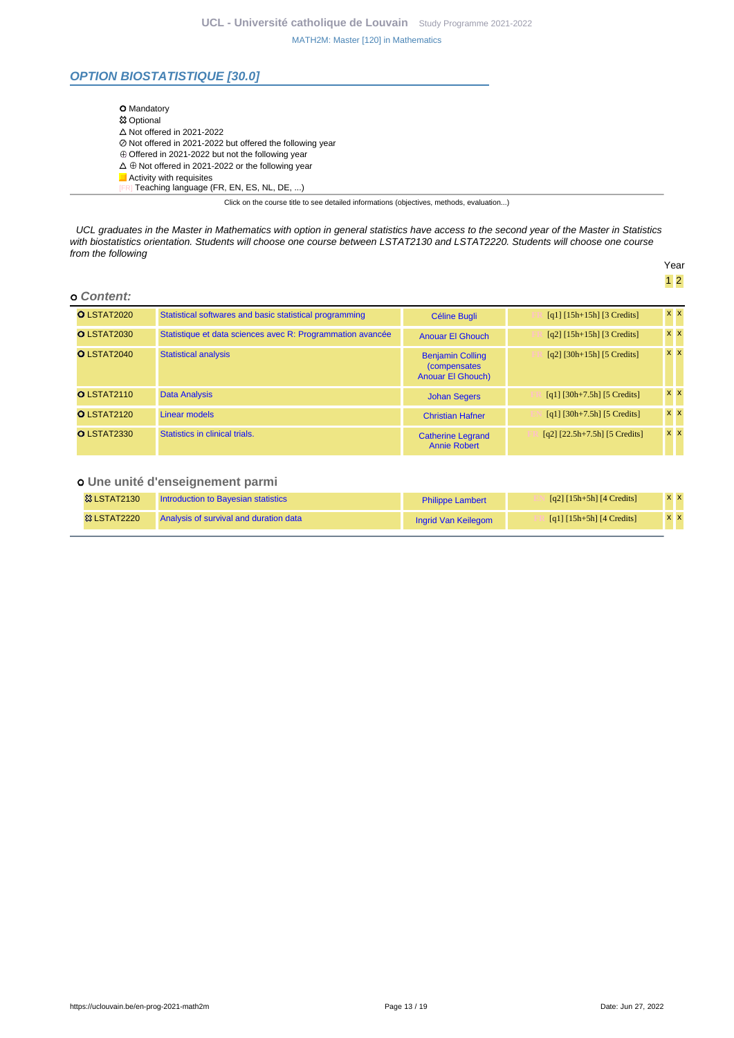## OPTION BIOSTATISTIQUE [30.0]

- ⭘ Mandatory
- ✿ Optional
- △ Not offered in 2021-2022
- ⊘ Not offered in 2021-2022 but offered the following year
- ⊕ Offered in 2021-2022 but not the following year
- △ ⊕ Not offered in 2021-2022 or the following year
- Activity with requisites
- [FR] Teaching language (FR, EN, ES, NL, DE, ...)

Click on the course title to see detailed informations (objectives, methods, evaluation...)

*UCL graduates in the Master in Mathematics with option in general statistics have access to the second year of the Master in Statistics with biostatistics orientation. Students will choose one course between LSTAT2130 and LSTAT2220. Students will choose one course from the following*

### o Content:

| Code | Title | Teacher(s) | Details | Year 1 | Year 2 |
|---|---|---|---|---|---|
| ⭘ LSTAT2020 | Statistical softwares and basic statistical programming | Céline Bugli | [FR] [q1] [15h+15h] [3 Credits] | x | x |
| ⭘ LSTAT2030 | Statistique et data sciences avec R: Programmation avancée | Anouar El Ghouch | [FR] [q2] [15h+15h] [3 Credits] | x | x |
| ⭘ LSTAT2040 | Statistical analysis | Benjamin Colling (compensates Anouar El Ghouch) | [FR] [q2] [30h+15h] [5 Credits] | x | x |
| ⭘ LSTAT2110 | Data Analysis | Johan Segers | [FR] [q1] [30h+7.5h] [5 Credits] | x | x |
| ⭘ LSTAT2120 | Linear models | Christian Hafner | [EN] [q1] [30h+7.5h] [5 Credits] | x | x |
| ⭘ LSTAT2330 | Statistics in clinical trials. | Catherine Legrand, Annie Robert | [FR] [q2] [22.5h+7.5h] [5 Credits] | x | x |

### o Une unité d'enseignement parmi

| Code | Title | Teacher(s) | Details | Year 1 | Year 2 |
|---|---|---|---|---|---|
| ✿ LSTAT2130 | Introduction to Bayesian statistics | Philippe Lambert | [EN] [q2] [15h+5h] [4 Credits] | x | x |
| ✿ LSTAT2220 | Analysis of survival and duration data | Ingrid Van Keilegom | [EN] [q1] [15h+5h] [4 Credits] | x | x |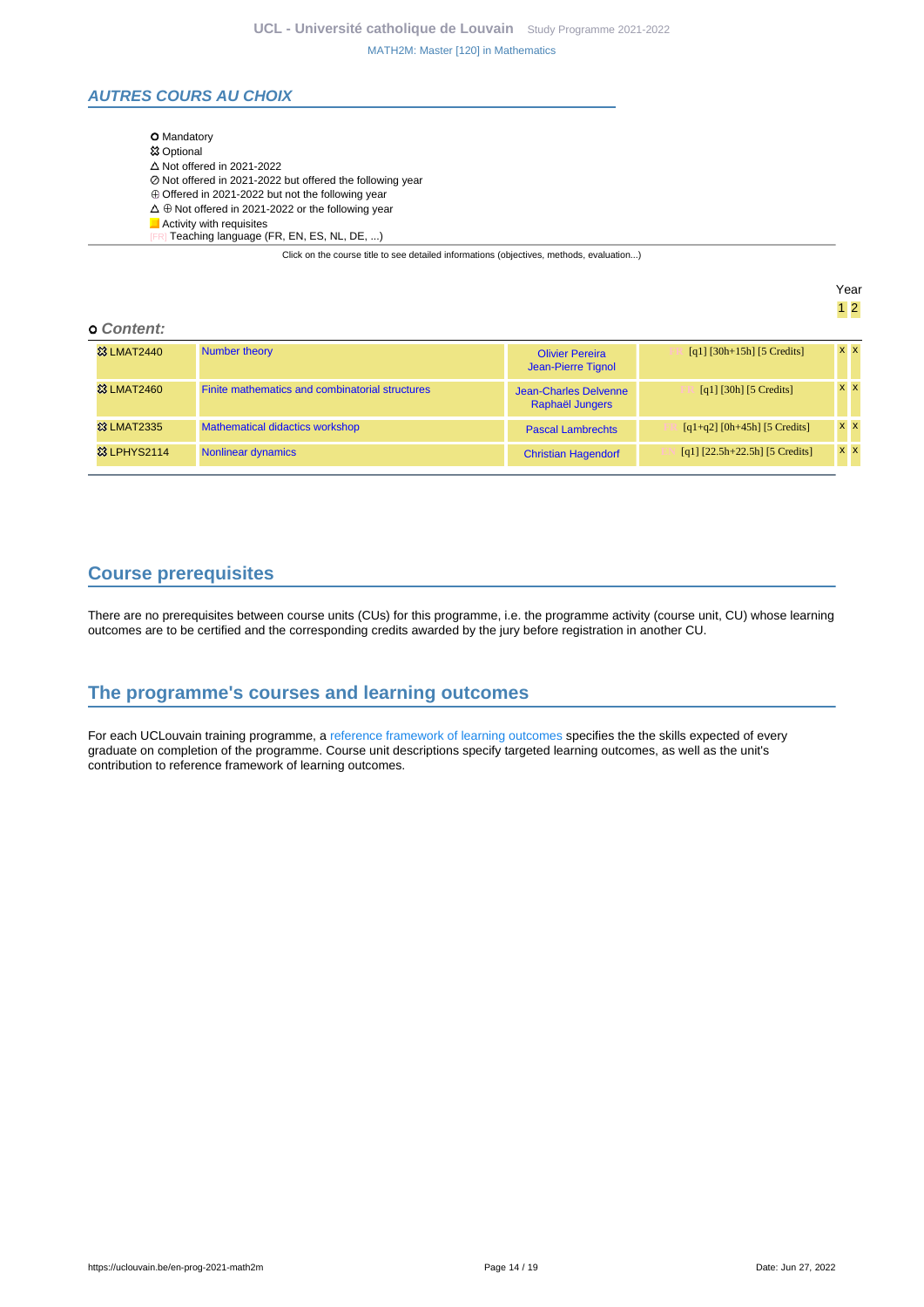## AUTRES COURS AU CHOIX

- ✪ Mandatory
- ✿ Optional
- △ Not offered in 2021-2022
- ⊘ Not offered in 2021-2022 but offered the following year
- ⊕ Offered in 2021-2022 but not the following year
- △ ⊕ Not offered in 2021-2022 or the following year
- Activity with requisites
- [FR] Teaching language (FR, EN, ES, NL, DE, ...)

Click on the course title to see detailed informations (objectives, methods, evaluation...)

**Content:**

| Code | Title | Teachers | Details | Year 1 | Year 2 |
|---|---|---|---|---|---|
| ✿ LMAT2440 | Number theory | Olivier Pereira, Jean-Pierre Tignol | [FR] [q1] [30h+15h] [5 Credits] | x | x |
| ✿ LMAT2460 | Finite mathematics and combinatorial structures | Jean-Charles Delvenne, Raphaël Jungers | [FR] [q1] [30h] [5 Credits] | x | x |
| ✿ LMAT2335 | Mathematical didactics workshop | Pascal Lambrechts | [FR] [q1+q2] [0h+45h] [5 Credits] | x | x |
| ✿ LPHYS2114 | Nonlinear dynamics | Christian Hagendorf | [EN] [q1] [22.5h+22.5h] [5 Credits] | x | x |

## Course prerequisites

There are no prerequisites between course units (CUs) for this programme, i.e. the programme activity (course unit, CU) whose learning outcomes are to be certified and the corresponding credits awarded by the jury before registration in another CU.

## The programme's courses and learning outcomes

For each UCLouvain training programme, a reference framework of learning outcomes specifies the the skills expected of every graduate on completion of the programme. Course unit descriptions specify targeted learning outcomes, as well as the unit's contribution to reference framework of learning outcomes.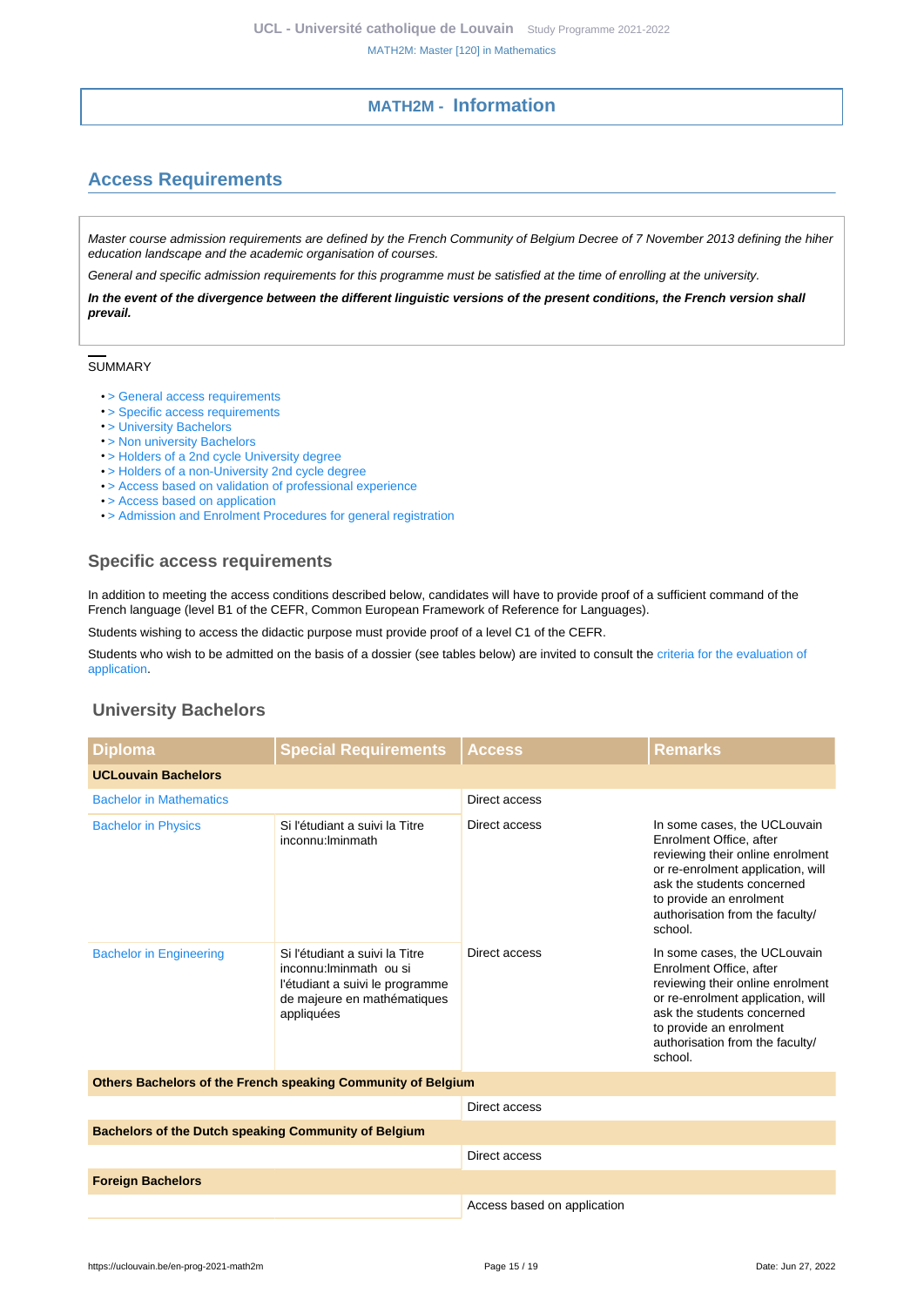# MATH2M - Information

## Access Requirements

*Master course admission requirements are defined by the French Community of Belgium Decree of 7 November 2013 defining the hiher education landscape and the academic organisation of courses.*

*General and specific admission requirements for this programme must be satisfied at the time of enrolling at the university.*

***In the event of the divergence between the different linguistic versions of the present conditions, the French version shall prevail.***

SUMMARY

- > General access requirements
- > Specific access requirements
- > University Bachelors
- > Non university Bachelors
- > Holders of a 2nd cycle University degree
- > Holders of a non-University 2nd cycle degree
- > Access based on validation of professional experience
- > Access based on application
- > Admission and Enrolment Procedures for general registration

### Specific access requirements

In addition to meeting the access conditions described below, candidates will have to provide proof of a sufficient command of the French language (level B1 of the CEFR, Common European Framework of Reference for Languages).

Students wishing to access the didactic purpose must provide proof of a level C1 of the CEFR.

Students who wish to be admitted on the basis of a dossier (see tables below) are invited to consult the criteria for the evaluation of application.

### University Bachelors

| Diploma | Special Requirements | Access | Remarks |
|---|---|---|---|
| **UCLouvain Bachelors** | | | |
| Bachelor in Mathematics | | Direct access | |
| Bachelor in Physics | Si l'étudiant a suivi la Titre inconnu:lminmath | Direct access | In some cases, the UCLouvain Enrolment Office, after reviewing their online enrolment or re-enrolment application, will ask the students concerned to provide an enrolment authorisation from the faculty/school. |
| Bachelor in Engineering | Si l'étudiant a suivi la Titre inconnu:lminmath ou si l'étudiant a suivi le programme de majeure en mathématiques appliquées | Direct access | In some cases, the UCLouvain Enrolment Office, after reviewing their online enrolment or re-enrolment application, will ask the students concerned to provide an enrolment authorisation from the faculty/school. |
| **Others Bachelors of the French speaking Community of Belgium** | | | |
| | | Direct access | |
| **Bachelors of the Dutch speaking Community of Belgium** | | | |
| | | Direct access | |
| **Foreign Bachelors** | | | |
| | | Access based on application | |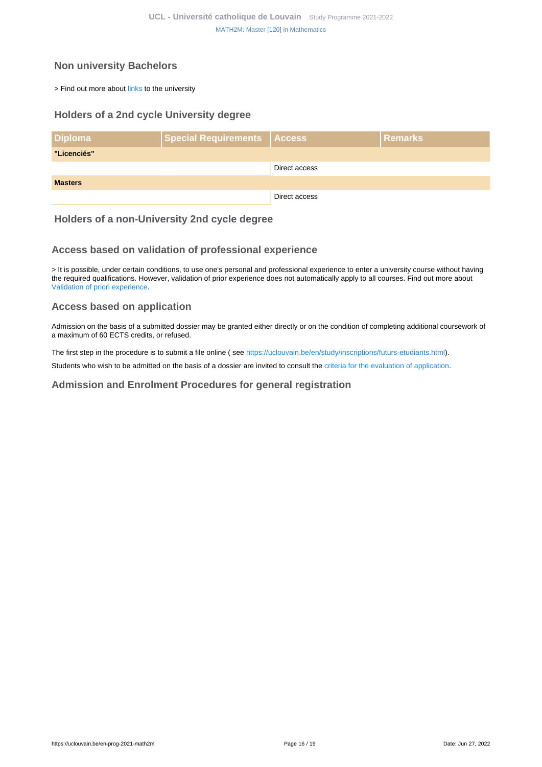## Non university Bachelors

> Find out more about links to the university

## Holders of a 2nd cycle University degree

| Diploma | Special Requirements | Access | Remarks |
|---|---|---|---|
| **"Licenciés"** | | | |
| | | Direct access | |
| **Masters** | | | |
| | | Direct access | |

## Holders of a non-University 2nd cycle degree

## Access based on validation of professional experience

> It is possible, under certain conditions, to use one's personal and professional experience to enter a university course without having the required qualifications. However, validation of prior experience does not automatically apply to all courses. Find out more about Validation of priori experience.

## Access based on application

Admission on the basis of a submitted dossier may be granted either directly or on the condition of completing additional coursework of a maximum of 60 ECTS credits, or refused.

The first step in the procedure is to submit a file online ( see https://uclouvain.be/en/study/inscriptions/futurs-etudiants.html).

Students who wish to be admitted on the basis of a dossier are invited to consult the criteria for the evaluation of application.

## Admission and Enrolment Procedures for general registration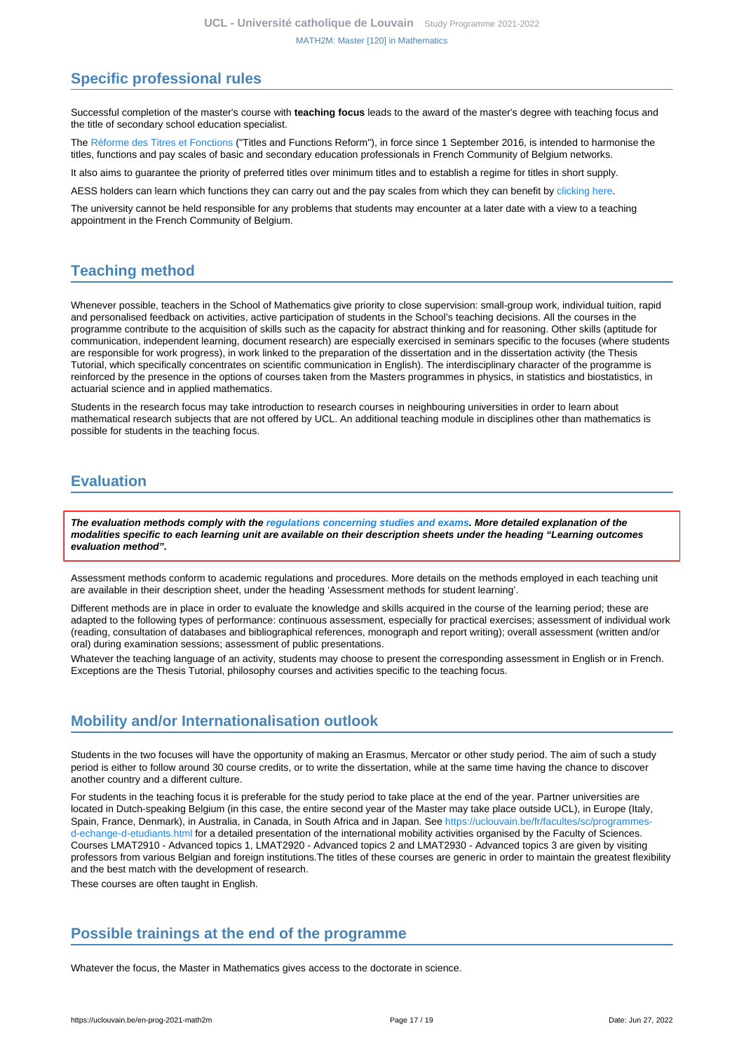## Specific professional rules

Successful completion of the master's course with **teaching focus** leads to the award of the master's degree with teaching focus and the title of secondary school education specialist.

The Réforme des Titres et Fonctions ("Titles and Functions Reform"), in force since 1 September 2016, is intended to harmonise the titles, functions and pay scales of basic and secondary education professionals in French Community of Belgium networks.

It also aims to guarantee the priority of preferred titles over minimum titles and to establish a regime for titles in short supply.

AESS holders can learn which functions they can carry out and the pay scales from which they can benefit by clicking here.

The university cannot be held responsible for any problems that students may encounter at a later date with a view to a teaching appointment in the French Community of Belgium.

## Teaching method

Whenever possible, teachers in the School of Mathematics give priority to close supervision: small-group work, individual tuition, rapid and personalised feedback on activities, active participation of students in the School's teaching decisions. All the courses in the programme contribute to the acquisition of skills such as the capacity for abstract thinking and for reasoning. Other skills (aptitude for communication, independent learning, document research) are especially exercised in seminars specific to the focuses (where students are responsible for work progress), in work linked to the preparation of the dissertation and in the dissertation activity (the Thesis Tutorial, which specifically concentrates on scientific communication in English). The interdisciplinary character of the programme is reinforced by the presence in the options of courses taken from the Masters programmes in physics, in statistics and biostatistics, in actuarial science and in applied mathematics.

Students in the research focus may take introduction to research courses in neighbouring universities in order to learn about mathematical research subjects that are not offered by UCL. An additional teaching module in disciplines other than mathematics is possible for students in the teaching focus.

## Evaluation

***The evaluation methods comply with the regulations concerning studies and exams. More detailed explanation of the modalities specific to each learning unit are available on their description sheets under the heading "Learning outcomes evaluation method".***

Assessment methods conform to academic regulations and procedures. More details on the methods employed in each teaching unit are available in their description sheet, under the heading 'Assessment methods for student learning'.

Different methods are in place in order to evaluate the knowledge and skills acquired in the course of the learning period; these are adapted to the following types of performance: continuous assessment, especially for practical exercises; assessment of individual work (reading, consultation of databases and bibliographical references, monograph and report writing); overall assessment (written and/or oral) during examination sessions; assessment of public presentations.

Whatever the teaching language of an activity, students may choose to present the corresponding assessment in English or in French. Exceptions are the Thesis Tutorial, philosophy courses and activities specific to the teaching focus.

## Mobility and/or Internationalisation outlook

Students in the two focuses will have the opportunity of making an Erasmus, Mercator or other study period. The aim of such a study period is either to follow around 30 course credits, or to write the dissertation, while at the same time having the chance to discover another country and a different culture.

For students in the teaching focus it is preferable for the study period to take place at the end of the year. Partner universities are located in Dutch-speaking Belgium (in this case, the entire second year of the Master may take place outside UCL), in Europe (Italy, Spain, France, Denmark), in Australia, in Canada, in South Africa and in Japan. See https://uclouvain.be/fr/facultes/sc/programmes-d-echange-d-etudiants.html for a detailed presentation of the international mobility activities organised by the Faculty of Sciences.
Courses LMAT2910 - Advanced topics 1, LMAT2920 - Advanced topics 2 and LMAT2930 - Advanced topics 3 are given by visiting professors from various Belgian and foreign institutions.The titles of these courses are generic in order to maintain the greatest flexibility and the best match with the development of research.

These courses are often taught in English.

## Possible trainings at the end of the programme

Whatever the focus, the Master in Mathematics gives access to the doctorate in science.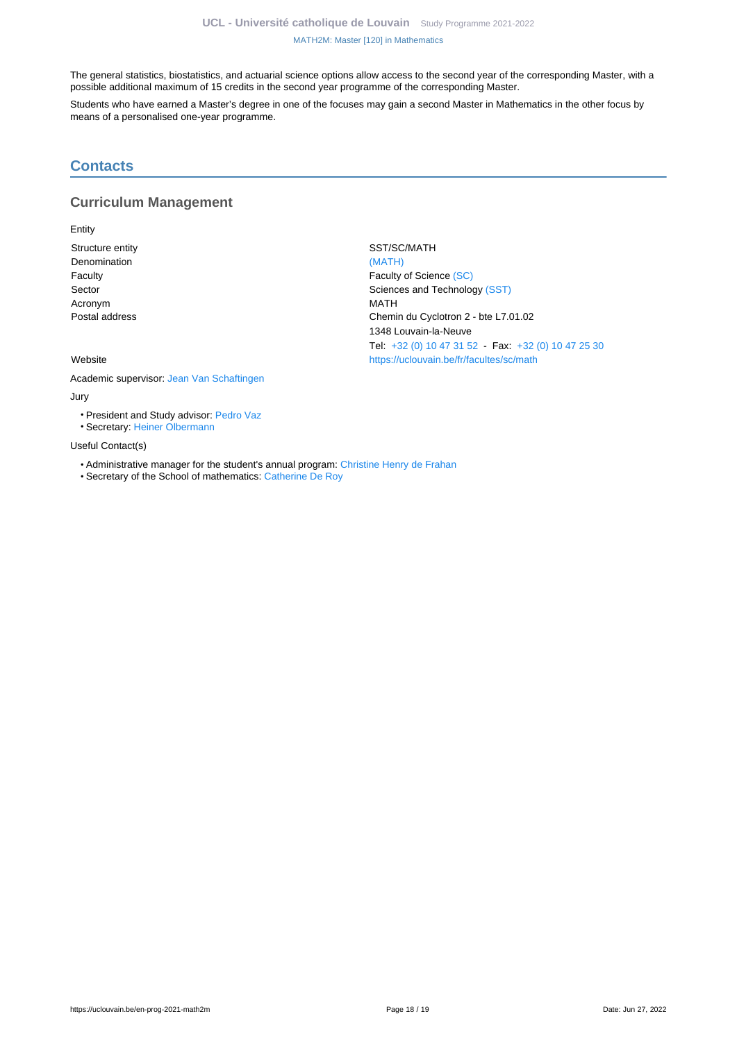The general statistics, biostatistics, and actuarial science options allow access to the second year of the corresponding Master, with a possible additional maximum of 15 credits in the second year programme of the corresponding Master.

Students who have earned a Master's degree in one of the focuses may gain a second Master in Mathematics in the other focus by means of a personalised one-year programme.

## Contacts

### Curriculum Management

Entity

| | |
|---|---|
| Structure entity | SST/SC/MATH |
| Denomination | (MATH) |
| Faculty | Faculty of Science (SC) |
| Sector | Sciences and Technology (SST) |
| Acronym | MATH |
| Postal address | Chemin du Cyclotron 2 - bte L7.01.02<br>1348 Louvain-la-Neuve<br>Tel: +32 (0) 10 47 31 52 - Fax: +32 (0) 10 47 25 30 |
| Website | https://uclouvain.be/fr/facultes/sc/math |

Academic supervisor: Jean Van Schaftingen

Jury

- President and Study advisor: Pedro Vaz
- Secretary: Heiner Olbermann

Useful Contact(s)

- Administrative manager for the student's annual program: Christine Henry de Frahan
- Secretary of the School of mathematics: Catherine De Roy